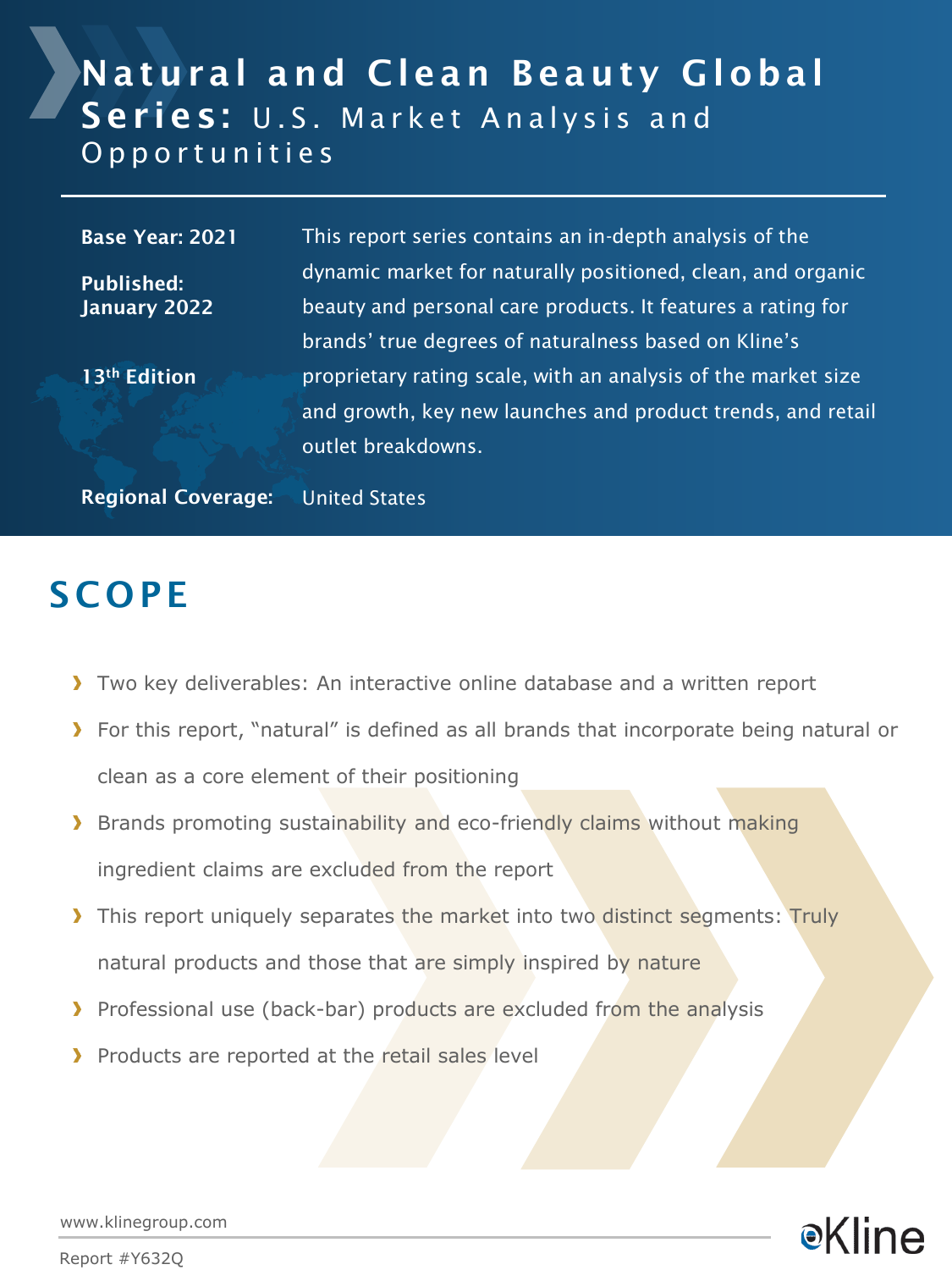# Natural and Clean Beauty Global Series: U.S. Market Analysis and Opportunities

**Base Year: 2021**

**Published: January 2022**

**13th Edition**

This report series contains an in-depth analysis of the dynamic market for naturally positioned, clean, and organic beauty and personal care products. It features a rating for brands' true degrees of naturalness based on Kline's proprietary rating scale, with an analysis of the market size and growth, key new launches and product trends, and retail outlet breakdowns.

**Regional Coverage:** United States

## SCOPE

- Two key deliverables: An interactive online database and a written report
- For this report, "natural" is defined as all brands that incorporate being natural or clean as a core element of their positioning
- Brands promoting sustainability and eco-friendly claims without making ingredient claims are excluded from the report
- This report uniquely separates the market into two distinct segments: Truly natural products and those that are simply inspired by nature
- Professional use (back-bar) products are excluded from the analysis
- Products are reported at the retail sales level

www.klinegroup.com

Report #Y632Q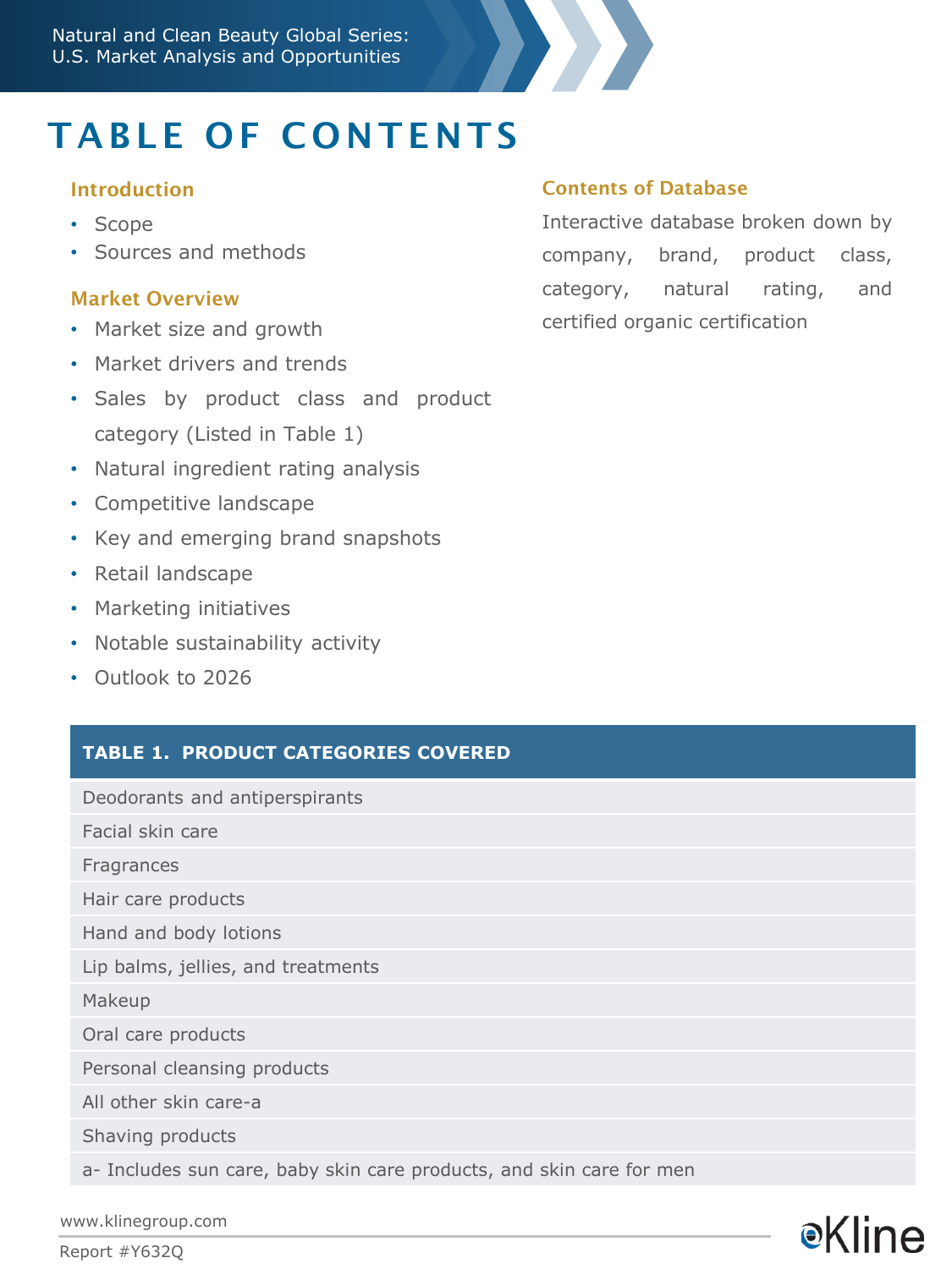# TABLE OF CONTENTS

## Introduction

- Scope
- Sources and methods

## Market Overview

- Market size and growth
- Market drivers and trends
- Sales by product class and product category (Listed in Table 1)
- Natural ingredient rating analysis
- Competitive landscape
- Key and emerging brand snapshots
- Retail landscape
- Marketing initiatives
- Notable sustainability activity
- Outlook to 2026

## Contents of Database

Interactive database broken down by company, brand, product class, category, natural rating, and certified organic certification

| TABLE 1. PRODUCT CATEGORIES COVERED |
|---|
| Deodorants and antiperspirants |
| Facial skin care |
| Fragrances |
| Hair care products |
| Hand and body lotions |
| Lip balms, jellies, and treatments |
| Makeup |
| Oral care products |
| Personal cleansing products |
| All other skin care-a |
| Shaving products |
| a- Includes sun care, baby skin care products, and skin care for men |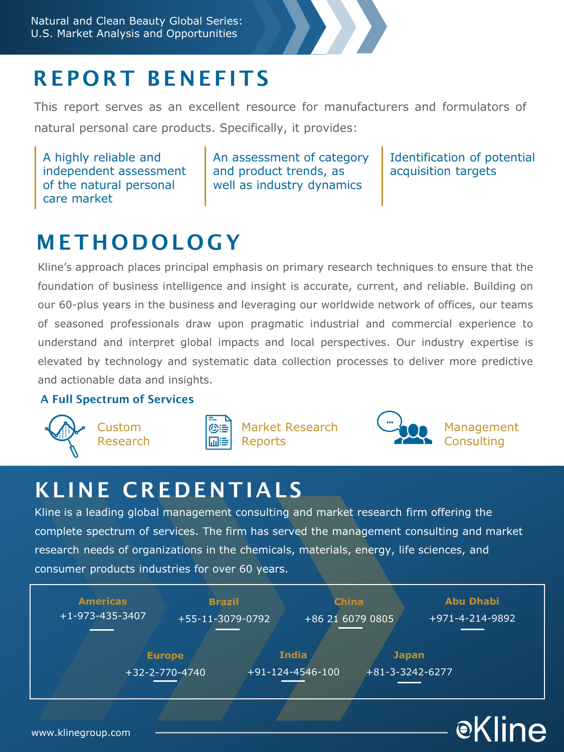## REPORT BENEFITS

This report serves as an excellent resource for manufacturers and formulators of natural personal care products. Specifically, it provides:

- A highly reliable and independent assessment of the natural personal care market
- An assessment of category and product trends, as well as industry dynamics
- Identification of potential acquisition targets

## METHODOLOGY

Kline's approach places principal emphasis on primary research techniques to ensure that the foundation of business intelligence and insight is accurate, current, and reliable. Building on our 60-plus years in the business and leveraging our worldwide network of offices, our teams of seasoned professionals draw upon pragmatic industrial and commercial experience to understand and interpret global impacts and local perspectives. Our industry expertise is elevated by technology and systematic data collection processes to deliver more predictive and actionable data and insights.

### A Full Spectrum of Services

- Custom Research
- Market Research Reports
- Management Consulting

## KLINE CREDENTIALS

Kline is a leading global management consulting and market research firm offering the complete spectrum of services. The firm has served the management consulting and market research needs of organizations in the chemicals, materials, energy, life sciences, and consumer products industries for over 60 years.

**Americas**
+1-973-435-3407

**Brazil**
+55-11-3079-0792

**China**
+86 21 6079 0805

**Abu Dhabi**
+971-4-214-9892

**Europe**
+32-2-770-4740

**India**
+91-124-4546-100

**Japan**
+81-3-3242-6277

www.klinegroup.com

Kline